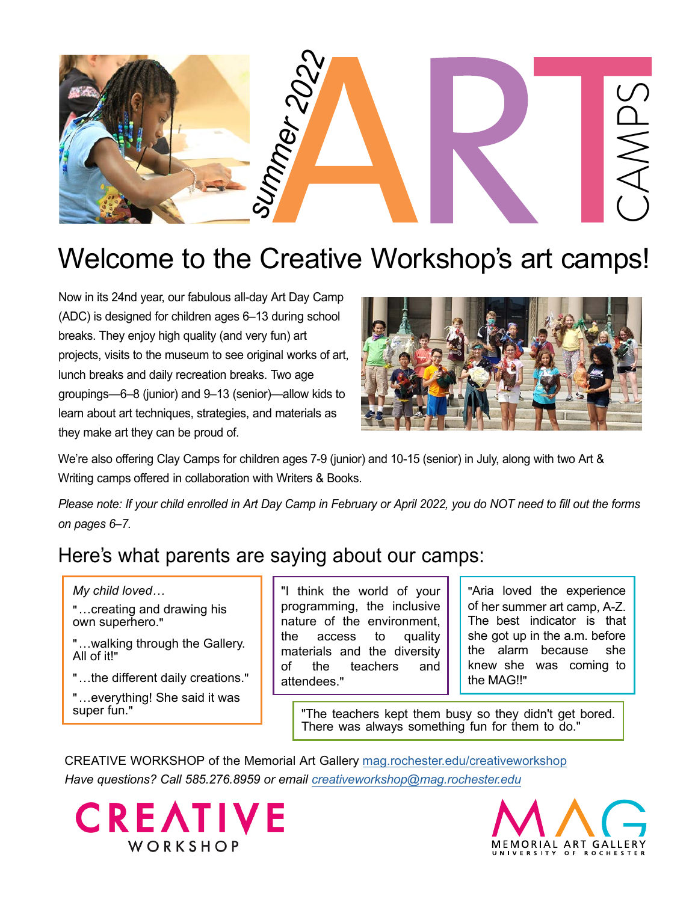# summer 2022 ART CAMPS

## Welcome to the Creative Workshop's art camps!

Now in its 24nd year, our fabulous all-day Art Day Camp (ADC) is designed for children ages 6–13 during school breaks. They enjoy high quality (and very fun) art projects, visits to the museum to see original works of art, lunch breaks and daily recreation breaks. Two age groupings—6–8 (junior) and 9–13 (senior)—allow kids to learn about art techniques, strategies, and materials as they make art they can be proud of.

We're also offering Clay Camps for children ages 7-9 (junior) and 10-15 (senior) in July, along with two Art & Writing camps offered in collaboration with Writers & Books.

*Please note: If your child enrolled in Art Day Camp in February or April 2022, you do NOT need to fill out the forms on pages 6–7.*

## Here's what parents are saying about our camps:

*My child loved…*

"…creating and drawing his own superhero."

"…walking through the Gallery. All of it!"

"…the different daily creations."

"…everything! She said it was super fun."

"I think the world of your programming, the inclusive nature of the environment, the access to quality materials and the diversity of the teachers and attendees."

"Aria loved the experience of her summer art camp, A-Z. The best indicator is that she got up in the a.m. before the alarm because she knew she was coming to the MAG!!"

"The teachers kept them busy so they didn't get bored. There was always something fun for them to do."

CREATIVE WORKSHOP of the Memorial Art Gallery mag.rochester.edu/creativeworkshop

*Have questions? Call 585.276.8959 or email creativeworkshop@mag.rochester.edu*

CREATIVE WORKSHOP

MAG MEMORIAL ART GALLERY UNIVERSITY OF ROCHESTER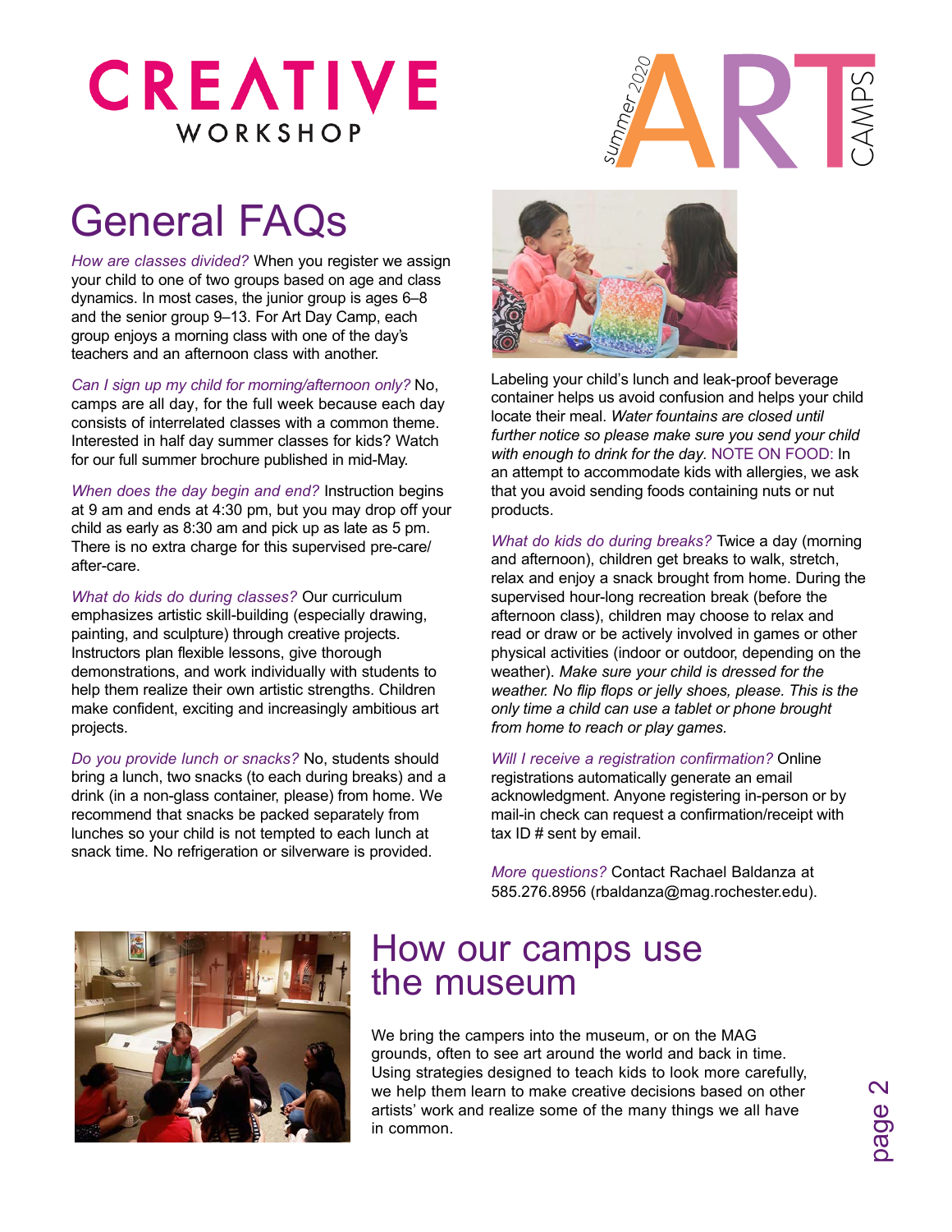# CREATIVE WORKSHOP

summer 2020 ART CAMPS

## General FAQs

*How are classes divided?* When you register we assign your child to one of two groups based on age and class dynamics. In most cases, the junior group is ages 6–8 and the senior group 9–13. For Art Day Camp, each group enjoys a morning class with one of the day's teachers and an afternoon class with another.

*Can I sign up my child for morning/afternoon only?* No, camps are all day, for the full week because each day consists of interrelated classes with a common theme. Interested in half day summer classes for kids? Watch for our full summer brochure published in mid-May.

*When does the day begin and end?* Instruction begins at 9 am and ends at 4:30 pm, but you may drop off your child as early as 8:30 am and pick up as late as 5 pm. There is no extra charge for this supervised pre-care/after-care.

*What do kids do during classes?* Our curriculum emphasizes artistic skill-building (especially drawing, painting, and sculpture) through creative projects. Instructors plan flexible lessons, give thorough demonstrations, and work individually with students to help them realize their own artistic strengths. Children make confident, exciting and increasingly ambitious art projects.

*Do you provide lunch or snacks?* No, students should bring a lunch, two snacks (to each during breaks) and a drink (in a non-glass container, please) from home. We recommend that snacks be packed separately from lunches so your child is not tempted to each lunch at snack time. No refrigeration or silverware is provided.

Labeling your child's lunch and leak-proof beverage container helps us avoid confusion and helps your child locate their meal. *Water fountains are closed until further notice so please make sure you send your child with enough to drink for the day.* NOTE ON FOOD: In an attempt to accommodate kids with allergies, we ask that you avoid sending foods containing nuts or nut products.

*What do kids do during breaks?* Twice a day (morning and afternoon), children get breaks to walk, stretch, relax and enjoy a snack brought from home. During the supervised hour-long recreation break (before the afternoon class), children may choose to relax and read or draw or be actively involved in games or other physical activities (indoor or outdoor, depending on the weather). *Make sure your child is dressed for the weather. No flip flops or jelly shoes, please. This is the only time a child can use a tablet or phone brought from home to reach or play games.*

*Will I receive a registration confirmation?* Online registrations automatically generate an email acknowledgment. Anyone registering in-person or by mail-in check can request a confirmation/receipt with tax ID # sent by email.

*More questions?* Contact Rachael Baldanza at 585.276.8956 (rbaldanza@mag.rochester.edu).

## How our camps use the museum

We bring the campers into the museum, or on the MAG grounds, often to see art around the world and back in time. Using strategies designed to teach kids to look more carefully, we help them learn to make creative decisions based on other artists' work and realize some of the many things we all have in common.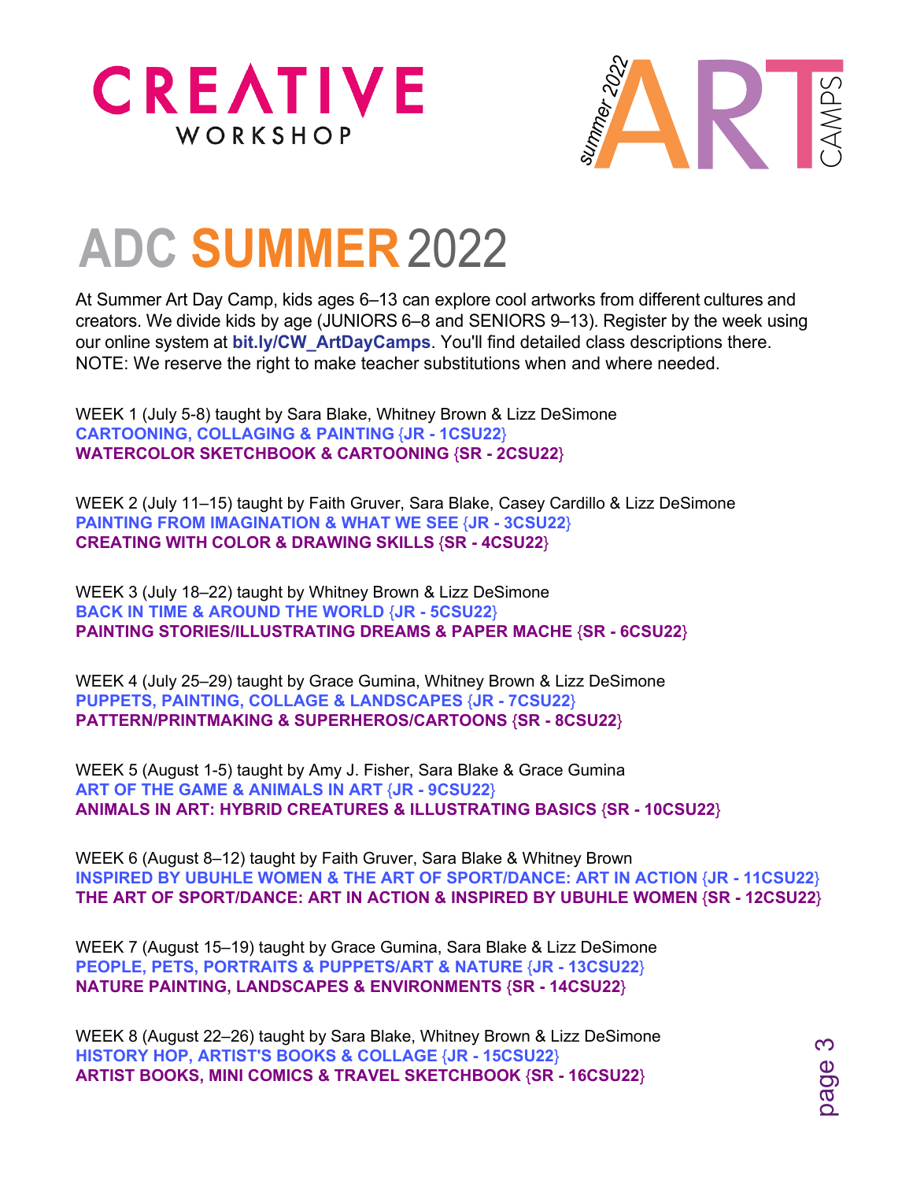CREATIVE WORKSHOP

summer 2022 ART CAMPS

# ADC SUMMER 2022

At Summer Art Day Camp, kids ages 6–13 can explore cool artworks from different cultures and creators. We divide kids by age (JUNIORS 6–8 and SENIORS 9–13). Register by the week using our online system at **bit.ly/CW_ArtDayCamps**. You'll find detailed class descriptions there. NOTE: We reserve the right to make teacher substitutions when and where needed.

WEEK 1 (July 5-8) taught by Sara Blake, Whitney Brown & Lizz DeSimone
**CARTOONING, COLLAGING & PAINTING {JR - 1CSU22}**
**WATERCOLOR SKETCHBOOK & CARTOONING {SR - 2CSU22}**

WEEK 2 (July 11–15) taught by Faith Gruver, Sara Blake, Casey Cardillo & Lizz DeSimone
**PAINTING FROM IMAGINATION & WHAT WE SEE {JR - 3CSU22}**
**CREATING WITH COLOR & DRAWING SKILLS {SR - 4CSU22}**

WEEK 3 (July 18–22) taught by Whitney Brown & Lizz DeSimone
**BACK IN TIME & AROUND THE WORLD {JR - 5CSU22}**
**PAINTING STORIES/ILLUSTRATING DREAMS & PAPER MACHE {SR - 6CSU22}**

WEEK 4 (July 25–29) taught by Grace Gumina, Whitney Brown & Lizz DeSimone
**PUPPETS, PAINTING, COLLAGE & LANDSCAPES {JR - 7CSU22}**
**PATTERN/PRINTMAKING & SUPERHEROS/CARTOONS {SR - 8CSU22}**

WEEK 5 (August 1-5) taught by Amy J. Fisher, Sara Blake & Grace Gumina
**ART OF THE GAME & ANIMALS IN ART {JR - 9CSU22}**
**ANIMALS IN ART: HYBRID CREATURES & ILLUSTRATING BASICS {SR - 10CSU22}**

WEEK 6 (August 8–12) taught by Faith Gruver, Sara Blake & Whitney Brown
**INSPIRED BY UBUHLE WOMEN & THE ART OF SPORT/DANCE: ART IN ACTION {JR - 11CSU22}**
**THE ART OF SPORT/DANCE: ART IN ACTION & INSPIRED BY UBUHLE WOMEN {SR - 12CSU22}**

WEEK 7 (August 15–19) taught by Grace Gumina, Sara Blake & Lizz DeSimone
**PEOPLE, PETS, PORTRAITS & PUPPETS/ART & NATURE {JR - 13CSU22}**
**NATURE PAINTING, LANDSCAPES & ENVIRONMENTS {SR - 14CSU22}**

WEEK 8 (August 22–26) taught by Sara Blake, Whitney Brown & Lizz DeSimone
**HISTORY HOP, ARTIST'S BOOKS & COLLAGE {JR - 15CSU22}**
**ARTIST BOOKS, MINI COMICS & TRAVEL SKETCHBOOK {SR - 16CSU22}**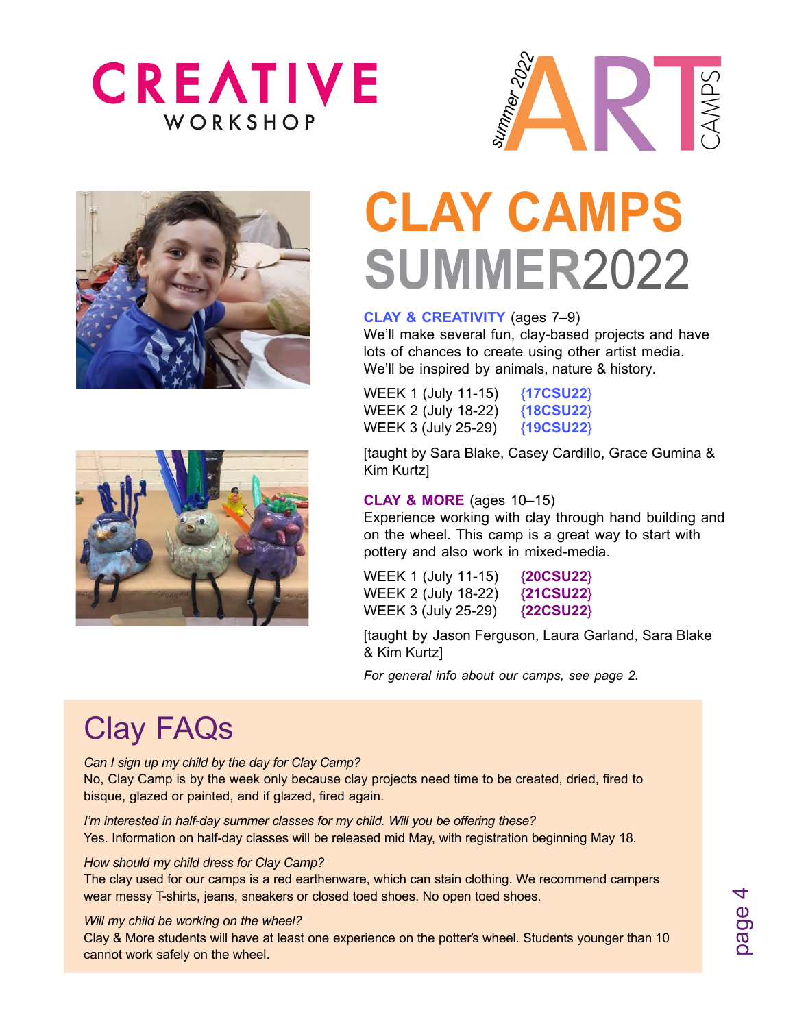CREATIVE WORKSHOP

summer 2022 ART CAMPS

# CLAY CAMPS SUMMER2022

**CLAY & CREATIVITY** (ages 7–9)
We'll make several fun, clay-based projects and have lots of chances to create using other artist media. We'll be inspired by animals, nature & history.

WEEK 1 (July 11-15) **{17CSU22}**
WEEK 2 (July 18-22) **{18CSU22}**
WEEK 3 (July 25-29) **{19CSU22}**

[taught by Sara Blake, Casey Cardillo, Grace Gumina & Kim Kurtz]

**CLAY & MORE** (ages 10–15)
Experience working with clay through hand building and on the wheel. This camp is a great way to start with pottery and also work in mixed-media.

WEEK 1 (July 11-15) **{20CSU22}**
WEEK 2 (July 18-22) **{21CSU22}**
WEEK 3 (July 25-29) **{22CSU22}**

[taught by Jason Ferguson, Laura Garland, Sara Blake & Kim Kurtz]

*For general info about our camps, see page 2.*

## Clay FAQs

*Can I sign up my child by the day for Clay Camp?*
No, Clay Camp is by the week only because clay projects need time to be created, dried, fired to bisque, glazed or painted, and if glazed, fired again.

*I'm interested in half-day summer classes for my child. Will you be offering these?*
Yes. Information on half-day classes will be released mid May, with registration beginning May 18.

*How should my child dress for Clay Camp?*
The clay used for our camps is a red earthenware, which can stain clothing. We recommend campers wear messy T-shirts, jeans, sneakers or closed toed shoes. No open toed shoes.

*Will my child be working on the wheel?*
Clay & More students will have at least one experience on the potter's wheel. Students younger than 10 cannot work safely on the wheel.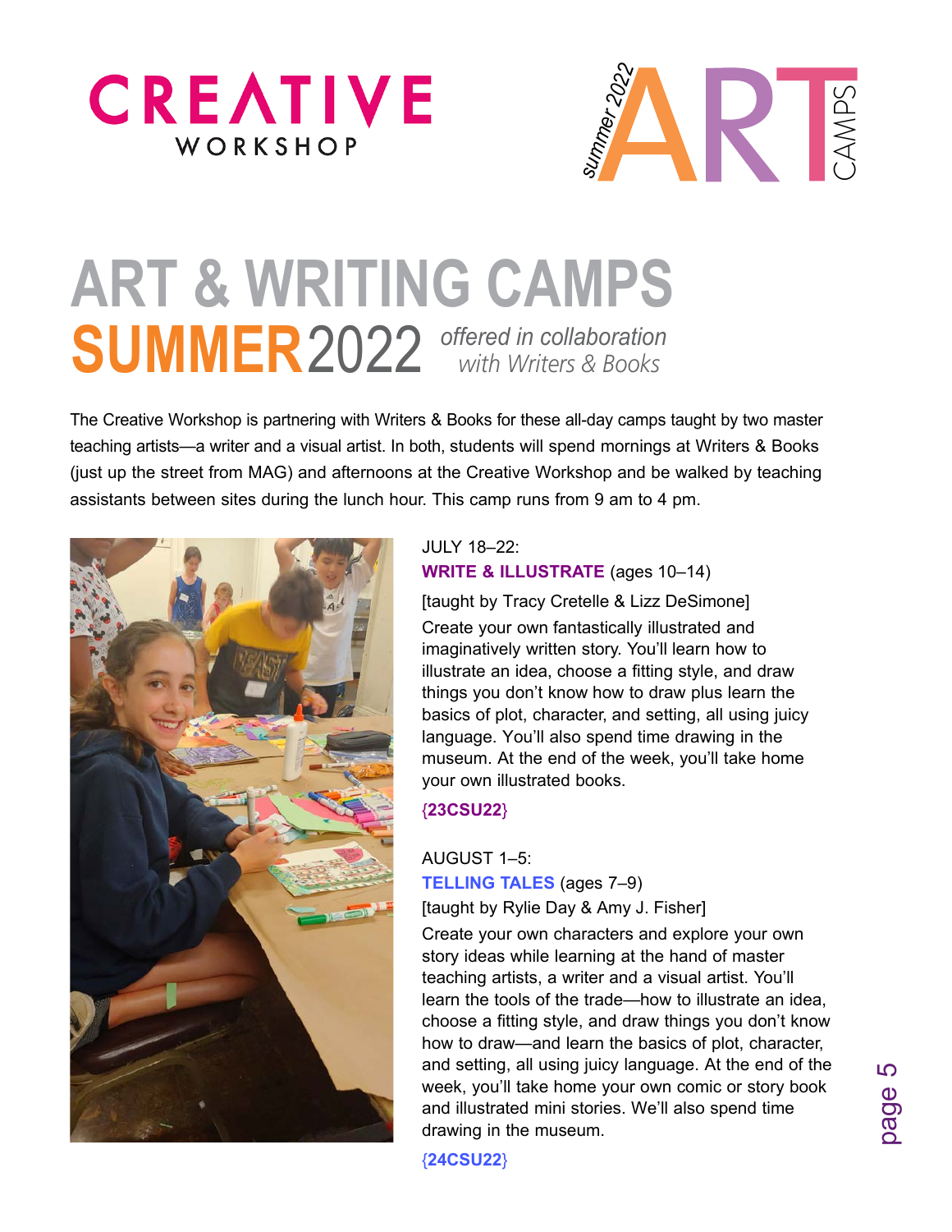CREATIVE WORKSHOP

summer 2022 ART CAMPS

# ART & WRITING CAMPS

## SUMMER 2022 *offered in collaboration with Writers & Books*

The Creative Workshop is partnering with Writers & Books for these all-day camps taught by two master teaching artists—a writer and a visual artist. In both, students will spend mornings at Writers & Books (just up the street from MAG) and afternoons at the Creative Workshop and be walked by teaching assistants between sites during the lunch hour. This camp runs from 9 am to 4 pm.

JULY 18–22:
**WRITE & ILLUSTRATE** (ages 10–14)
[taught by Tracy Cretelle & Lizz DeSimone]
Create your own fantastically illustrated and imaginatively written story. You'll learn how to illustrate an idea, choose a fitting style, and draw things you don't know how to draw plus learn the basics of plot, character, and setting, all using juicy language. You'll also spend time drawing in the museum. At the end of the week, you'll take home your own illustrated books.

**{23CSU22}**

AUGUST 1–5:
**TELLING TALES** (ages 7–9)
[taught by Rylie Day & Amy J. Fisher]
Create your own characters and explore your own story ideas while learning at the hand of master teaching artists, a writer and a visual artist. You'll learn the tools of the trade—how to illustrate an idea, choose a fitting style, and draw things you don't know how to draw—and learn the basics of plot, character, and setting, all using juicy language. At the end of the week, you'll take home your own comic or story book and illustrated mini stories. We'll also spend time drawing in the museum.

**{24CSU22}**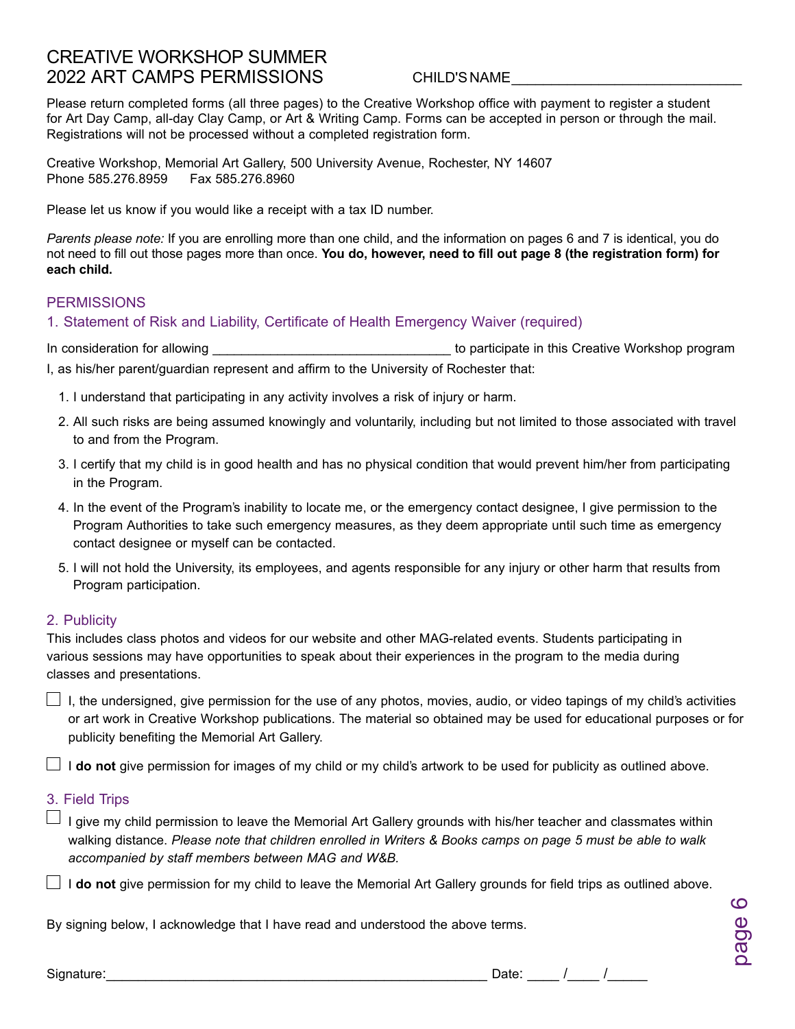# CREATIVE WORKSHOP SUMMER 2022 ART CAMPS PERMISSIONS

CHILD'S NAME_____________________________

Please return completed forms (all three pages) to the Creative Workshop office with payment to register a student for Art Day Camp, all-day Clay Camp, or Art & Writing Camp. Forms can be accepted in person or through the mail. Registrations will not be processed without a completed registration form.

Creative Workshop, Memorial Art Gallery, 500 University Avenue, Rochester, NY 14607
Phone 585.276.8959    Fax 585.276.8960

Please let us know if you would like a receipt with a tax ID number.

*Parents please note:* If you are enrolling more than one child, and the information on pages 6 and 7 is identical, you do not need to fill out those pages more than once. **You do, however, need to fill out page 8 (the registration form) for each child.**

## PERMISSIONS

### 1. Statement of Risk and Liability, Certificate of Health Emergency Waiver (required)

In consideration for allowing _________________________________ to participate in this Creative Workshop program I, as his/her parent/guardian represent and affirm to the University of Rochester that:

1. I understand that participating in any activity involves a risk of injury or harm.
2. All such risks are being assumed knowingly and voluntarily, including but not limited to those associated with travel to and from the Program.
3. I certify that my child is in good health and has no physical condition that would prevent him/her from participating in the Program.
4. In the event of the Program's inability to locate me, or the emergency contact designee, I give permission to the Program Authorities to take such emergency measures, as they deem appropriate until such time as emergency contact designee or myself can be contacted.
5. I will not hold the University, its employees, and agents responsible for any injury or other harm that results from Program participation.

### 2. Publicity

This includes class photos and videos for our website and other MAG-related events. Students participating in various sessions may have opportunities to speak about their experiences in the program to the media during classes and presentations.

☐ I, the undersigned, give permission for the use of any photos, movies, audio, or video tapings of my child's activities or art work in Creative Workshop publications. The material so obtained may be used for educational purposes or for publicity benefiting the Memorial Art Gallery.

☐ I **do not** give permission for images of my child or my child's artwork to be used for publicity as outlined above.

### 3. Field Trips

☐ I give my child permission to leave the Memorial Art Gallery grounds with his/her teacher and classmates within walking distance. *Please note that children enrolled in Writers & Books camps on page 5 must be able to walk accompanied by staff members between MAG and W&B.*

☐ I **do not** give permission for my child to leave the Memorial Art Gallery grounds for field trips as outlined above.

By signing below, I acknowledge that I have read and understood the above terms.

Signature:_____________________________________________________ Date: ____ /____ /_____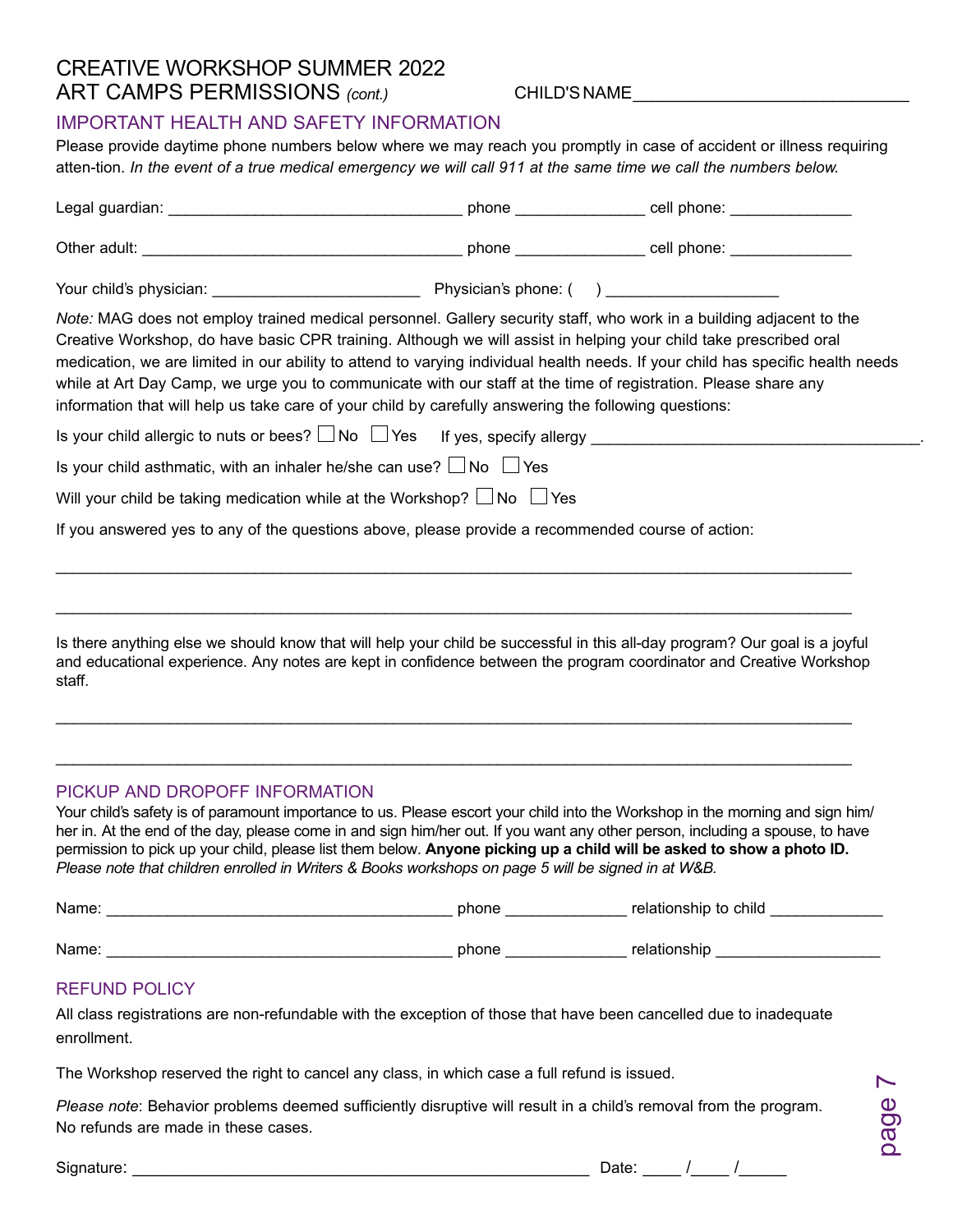# CREATIVE WORKSHOP SUMMER 2022
# ART CAMPS PERMISSIONS *(cont.)*

CHILD'S NAME_____________________________

## IMPORTANT HEALTH AND SAFETY INFORMATION

Please provide daytime phone numbers below where we may reach you promptly in case of accident or illness requiring atten-tion. *In the event of a true medical emergency we will call 911 at the same time we call the numbers below.*

Legal guardian: _________________________________ phone ______________ cell phone: _____________

Other adult: ___________________________________ phone ______________ cell phone: _____________

Your child's physician: _______________________ Physician's phone: (     ) ___________________

*Note:* MAG does not employ trained medical personnel. Gallery security staff, who work in a building adjacent to the Creative Workshop, do have basic CPR training. Although we will assist in helping your child take prescribed oral medication, we are limited in our ability to attend to varying individual health needs. If your child has specific health needs while at Art Day Camp, we urge you to communicate with our staff at the time of registration. Please share any information that will help us take care of your child by carefully answering the following questions:

Is your child allergic to nuts or bees? ☐ No ☐ Yes   If yes, specify allergy ____________________________________.

Is your child asthmatic, with an inhaler he/she can use? ☐ No ☐ Yes

Will your child be taking medication while at the Workshop? ☐ No ☐ Yes

If you answered yes to any of the questions above, please provide a recommended course of action:

_____________________________________________________________________________________

_____________________________________________________________________________________

Is there anything else we should know that will help your child be successful in this all-day program? Our goal is a joyful and educational experience. Any notes are kept in confidence between the program coordinator and Creative Workshop staff.

_____________________________________________________________________________________

_____________________________________________________________________________________

## PICKUP AND DROPOFF INFORMATION

Your child's safety is of paramount importance to us. Please escort your child into the Workshop in the morning and sign him/her in. At the end of the day, please come in and sign him/her out. If you want any other person, including a spouse, to have permission to pick up your child, please list them below. **Anyone picking up a child will be asked to show a photo ID.** *Please note that children enrolled in Writers & Books workshops on page 5 will be signed in at W&B.*

Name: _______________________________________ phone _____________ relationship to child ____________

Name: _______________________________________ phone _____________ relationship __________________

## REFUND POLICY

All class registrations are non-refundable with the exception of those that have been cancelled due to inadequate enrollment.

The Workshop reserved the right to cancel any class, in which case a full refund is issued.

*Please note*: Behavior problems deemed sufficiently disruptive will result in a child's removal from the program. No refunds are made in these cases.

Signature: ___________________________________________________ Date: ____ /____ /_____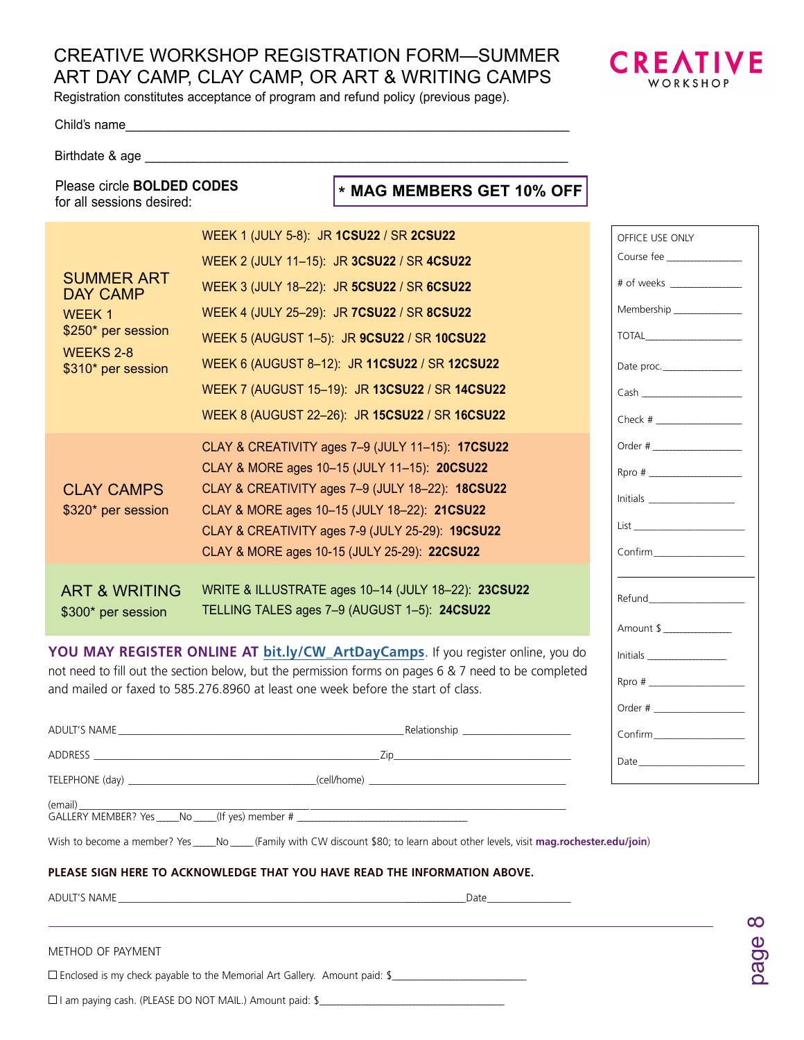# CREATIVE WORKSHOP REGISTRATION FORM—SUMMER ART DAY CAMP, CLAY CAMP, OR ART & WRITING CAMPS

CREATIVE WORKSHOP

Registration constitutes acceptance of program and refund policy (previous page).

Child's name_______________________________________________

Birthdate & age _____________________________________________

Please circle **BOLDED CODES** for all sessions desired:

**\* MAG MEMBERS GET 10% OFF**

| | |
|---|---|
| SUMMER ART DAY CAMP<br>WEEK 1<br>$250* per session<br>WEEKS 2-8<br>$310* per session | WEEK 1 (JULY 5-8): JR **1CSU22** / SR **2CSU22**<br>WEEK 2 (JULY 11–15): JR **3CSU22** / SR **4CSU22**<br>WEEK 3 (JULY 18–22): JR **5CSU22** / SR **6CSU22**<br>WEEK 4 (JULY 25–29): JR **7CSU22** / SR **8CSU22**<br>WEEK 5 (AUGUST 1–5): JR **9CSU22** / SR **10CSU22**<br>WEEK 6 (AUGUST 8–12): JR **11CSU22** / SR **12CSU22**<br>WEEK 7 (AUGUST 15–19): JR **13CSU22** / SR **14CSU22**<br>WEEK 8 (AUGUST 22–26): JR **15CSU22** / SR **16CSU22** |
| CLAY CAMPS<br>$320* per session | CLAY & CREATIVITY ages 7–9 (JULY 11–15): **17CSU22**<br>CLAY & MORE ages 10–15 (JULY 11–15): **20CSU22**<br>CLAY & CREATIVITY ages 7–9 (JULY 18–22): **18CSU22**<br>CLAY & MORE ages 10–15 (JULY 18–22): **21CSU22**<br>CLAY & CREATIVITY ages 7-9 (JULY 25-29): **19CSU22**<br>CLAY & MORE ages 10-15 (JULY 25-29): **22CSU22** |
| ART & WRITING<br>$300* per session | WRITE & ILLUSTRATE ages 10–14 (JULY 18–22): **23CSU22**<br>TELLING TALES ages 7–9 (AUGUST 1–5): **24CSU22** |

**YOU MAY REGISTER ONLINE AT bit.ly/CW_ArtDayCamps**. If you register online, you do not need to fill out the section below, but the permission forms on pages 6 & 7 need to be completed and mailed or faxed to 585.276.8960 at least one week before the start of class.

ADULT'S NAME ______________________________ Relationship ______________

ADDRESS ______________________________ Zip ______________

TELEPHONE (day) ______________________ (cell/home) ______________________

(email) ______________________________________________

GALLERY MEMBER? Yes _____ No _____ (If yes) member # ______________________

Wish to become a member? Yes _____ No _____ (Family with CW discount $80; to learn about other levels, visit **mag.rochester.edu/join**)

**PLEASE SIGN HERE TO ACKNOWLEDGE THAT YOU HAVE READ THE INFORMATION ABOVE.**

ADULT'S NAME ______________________________________ Date ______________

METHOD OF PAYMENT

☐ Enclosed is my check payable to the Memorial Art Gallery. Amount paid: $______________

☐ I am paying cash. (PLEASE DO NOT MAIL.) Amount paid: $______________

OFFICE USE ONLY

Course fee ______________

\# of weeks ______________

Membership ______________

TOTAL ______________

Date proc. ______________

Cash ______________

Check # ______________

Order # ______________

Rpro # ______________

Initials ______________

List ______________

Confirm ______________

Refund ______________

Amount $ ______________

Initials ______________

Rpro # ______________

Order # ______________

Confirm ______________

Date ______________